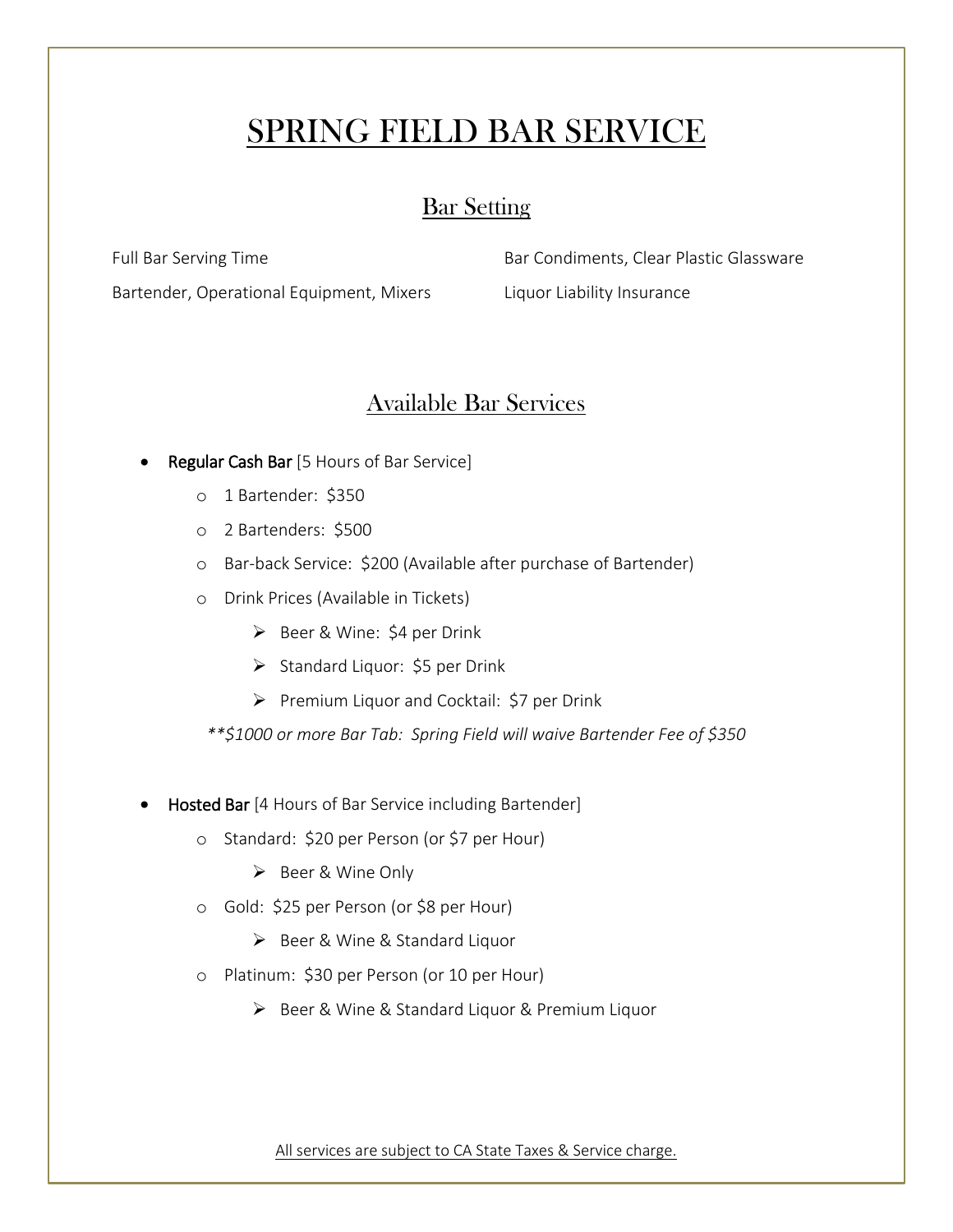# SPRING FIELD BAR SERVICE

## Bar Setting

Full Bar Serving Time

Bartender, Operational Equipment, Mixers

Bar Condiments, Clear Plastic Glassware

Liquor Liability Insurance

## Available Bar Services

- **Regular Cash Bar** [5 Hours of Bar Service]
  - 1 Bartender: $350
  - 2 Bartenders: $500
  - Bar-back Service: $200 (Available after purchase of Bartender)
  - Drink Prices (Available in Tickets)
    - Beer & Wine: $4 per Drink
    - Standard Liquor: $5 per Drink
    - Premium Liquor and Cocktail: $7 per Drink

  *\*\*$1000 or more Bar Tab: Spring Field will waive Bartender Fee of $350*

- **Hosted Bar** [4 Hours of Bar Service including Bartender]
  - Standard: $20 per Person (or $7 per Hour)
    - Beer & Wine Only
  - Gold: $25 per Person (or $8 per Hour)
    - Beer & Wine & Standard Liquor
  - Platinum: $30 per Person (or 10 per Hour)
    - Beer & Wine & Standard Liquor & Premium Liquor

All services are subject to CA State Taxes & Service charge.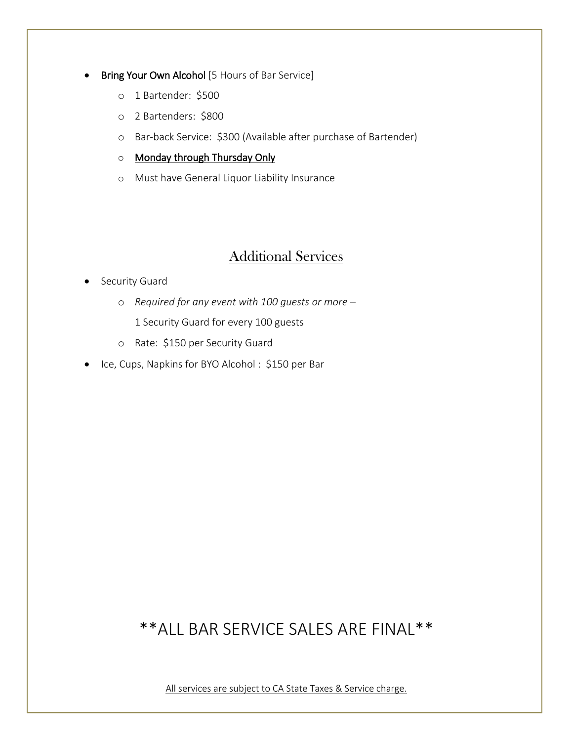- **Bring Your Own Alcohol** [5 Hours of Bar Service]
  - 1 Bartender: $500
  - 2 Bartenders: $800
  - Bar-back Service: $300 (Available after purchase of Bartender)
  - <u>Monday through Thursday Only</u>
  - Must have General Liquor Liability Insurance

## <u>Additional Services</u>

- Security Guard
  - *Required for any event with 100 guests or more –*
    1 Security Guard for every 100 guests
  - Rate: $150 per Security Guard
- Ice, Cups, Napkins for BYO Alcohol : $150 per Bar

## **ALL BAR SERVICE SALES ARE FINAL**

<u>All services are subject to CA State Taxes & Service charge.</u>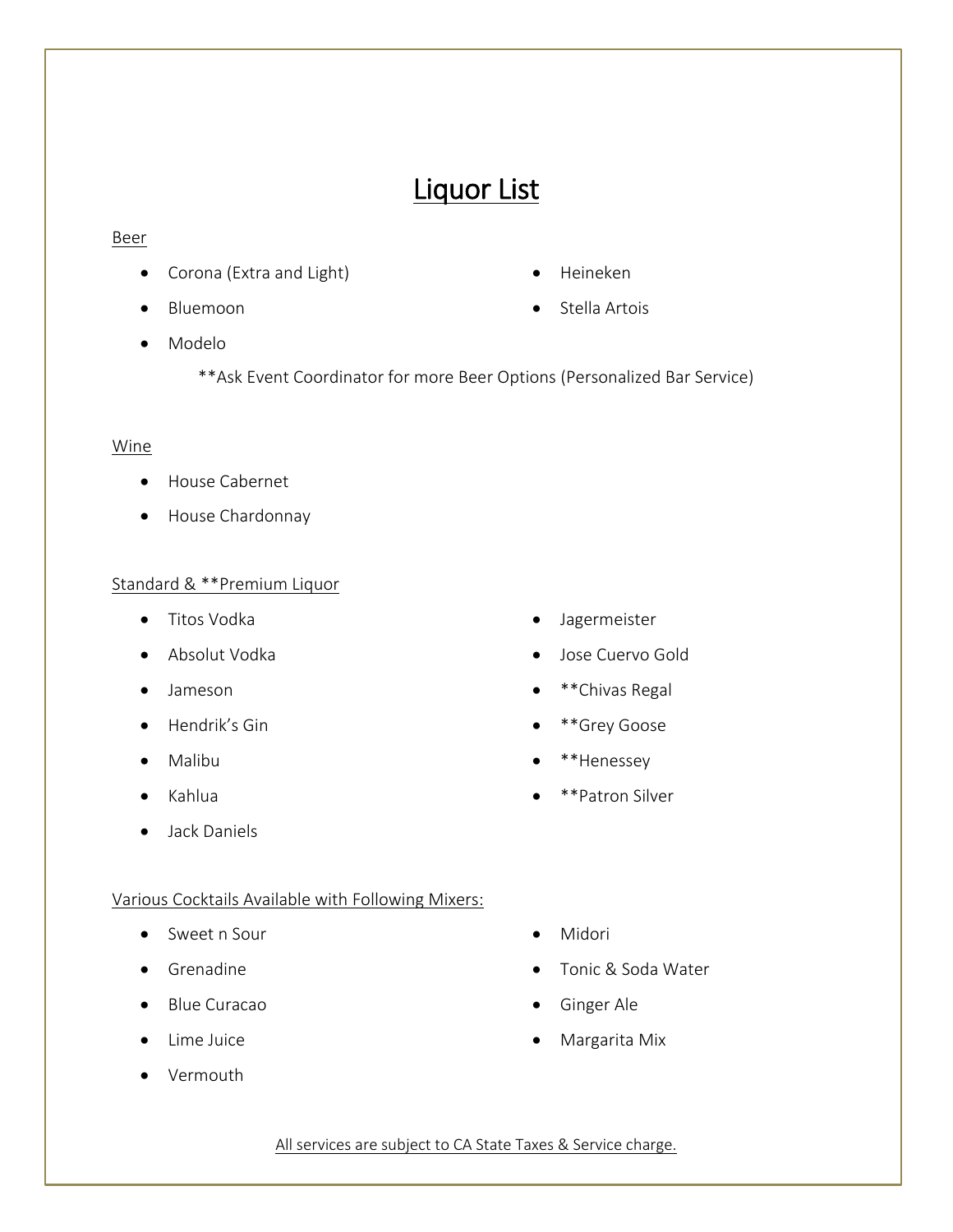# Liquor List

Beer

- Corona (Extra and Light)
- Bluemoon
- Modelo
- Heineken
- Stella Artois

**Ask Event Coordinator for more Beer Options (Personalized Bar Service)

Wine

- House Cabernet
- House Chardonnay

Standard & **Premium Liquor

- Titos Vodka
- Absolut Vodka
- Jameson
- Hendrik's Gin
- Malibu
- Kahlua
- Jack Daniels
- Jagermeister
- Jose Cuervo Gold
- **Chivas Regal
- **Grey Goose
- **Henessey
- **Patron Silver

Various Cocktails Available with Following Mixers:

- Sweet n Sour
- Grenadine
- Blue Curacao
- Lime Juice
- Vermouth
- Midori
- Tonic & Soda Water
- Ginger Ale
- Margarita Mix

All services are subject to CA State Taxes & Service charge.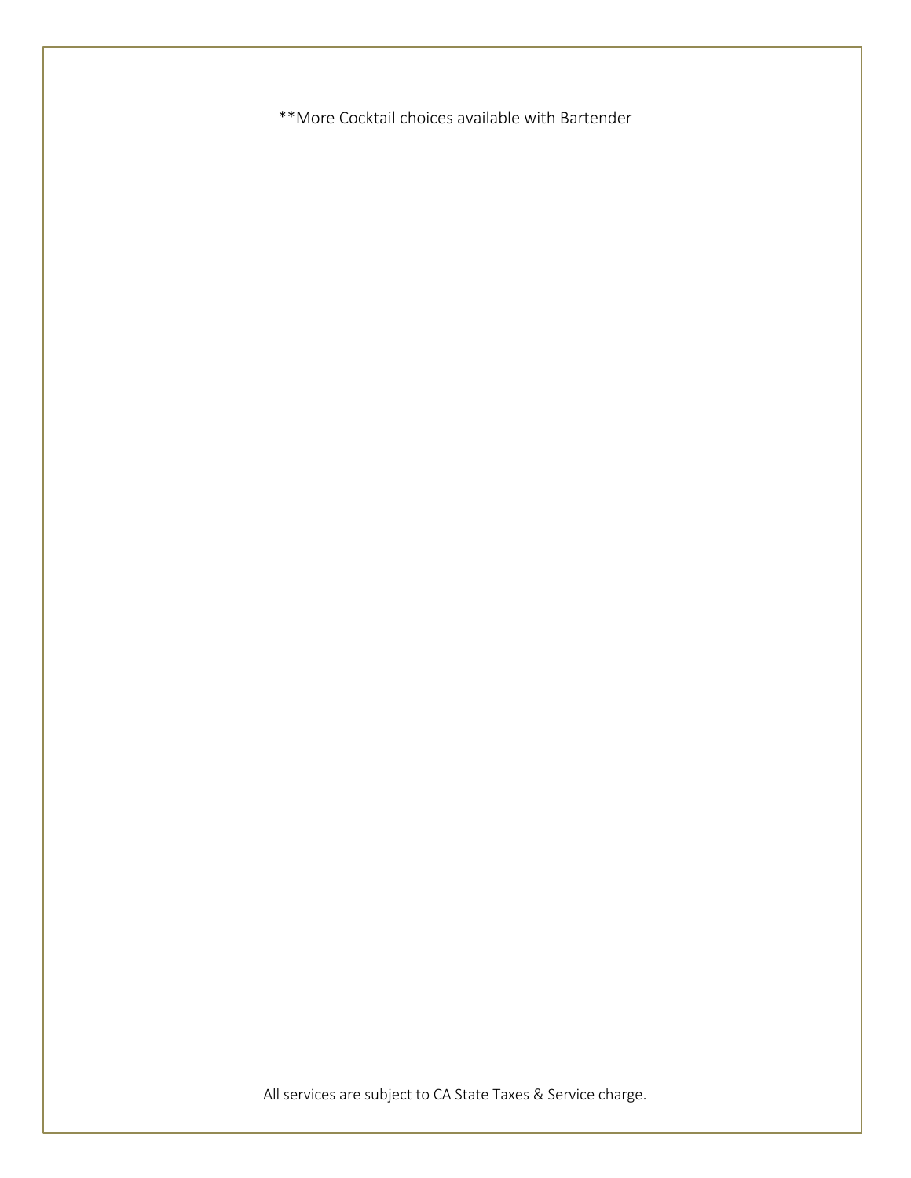**More Cocktail choices available with Bartender

All services are subject to CA State Taxes & Service charge.